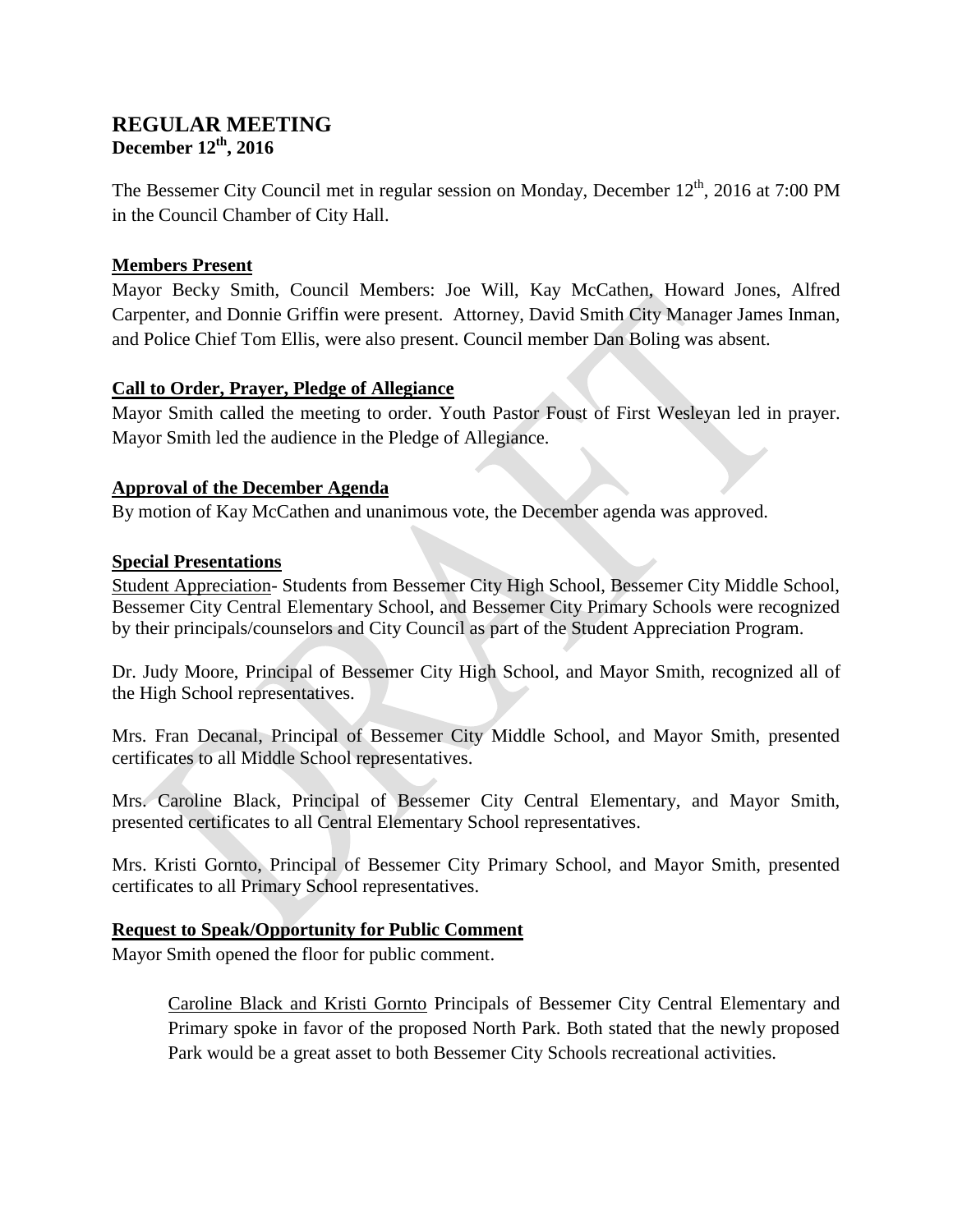# REGULAR MEETING
## December 12th, 2016

The Bessemer City Council met in regular session on Monday, December 12th, 2016 at 7:00 PM in the Council Chamber of City Hall.

### Members Present

Mayor Becky Smith, Council Members: Joe Will, Kay McCathen, Howard Jones, Alfred Carpenter, and Donnie Griffin were present. Attorney, David Smith City Manager James Inman, and Police Chief Tom Ellis, were also present. Council member Dan Boling was absent.

### Call to Order, Prayer, Pledge of Allegiance

Mayor Smith called the meeting to order. Youth Pastor Foust of First Wesleyan led in prayer. Mayor Smith led the audience in the Pledge of Allegiance.

### Approval of the December Agenda

By motion of Kay McCathen and unanimous vote, the December agenda was approved.

### Special Presentations

Student Appreciation- Students from Bessemer City High School, Bessemer City Middle School, Bessemer City Central Elementary School, and Bessemer City Primary Schools were recognized by their principals/counselors and City Council as part of the Student Appreciation Program.

Dr. Judy Moore, Principal of Bessemer City High School, and Mayor Smith, recognized all of the High School representatives.

Mrs. Fran Decanal, Principal of Bessemer City Middle School, and Mayor Smith, presented certificates to all Middle School representatives.

Mrs. Caroline Black, Principal of Bessemer City Central Elementary, and Mayor Smith, presented certificates to all Central Elementary School representatives.

Mrs. Kristi Gornto, Principal of Bessemer City Primary School, and Mayor Smith, presented certificates to all Primary School representatives.

### Request to Speak/Opportunity for Public Comment

Mayor Smith opened the floor for public comment.

> Caroline Black and Kristi Gornto Principals of Bessemer City Central Elementary and Primary spoke in favor of the proposed North Park. Both stated that the newly proposed Park would be a great asset to both Bessemer City Schools recreational activities.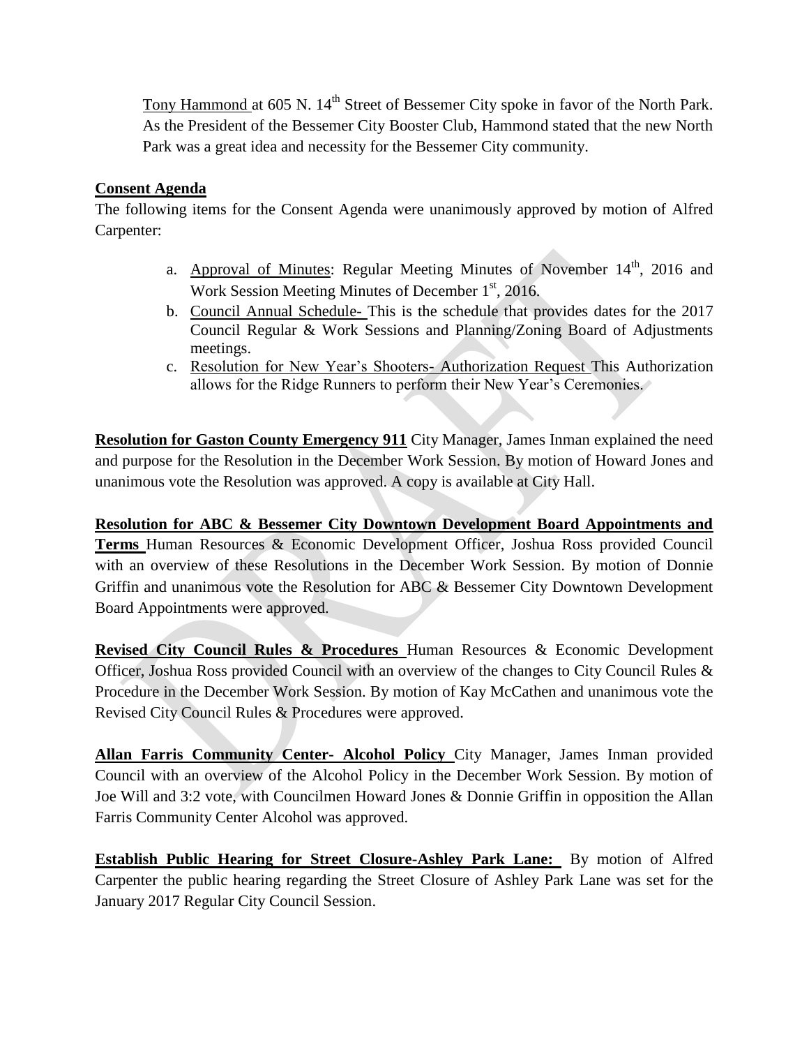Tony Hammond at 605 N. 14th Street of Bessemer City spoke in favor of the North Park. As the President of the Bessemer City Booster Club, Hammond stated that the new North Park was a great idea and necessity for the Bessemer City community.

**Consent Agenda**

The following items for the Consent Agenda were unanimously approved by motion of Alfred Carpenter:

a. Approval of Minutes: Regular Meeting Minutes of November 14th, 2016 and Work Session Meeting Minutes of December 1st, 2016.
b. Council Annual Schedule- This is the schedule that provides dates for the 2017 Council Regular & Work Sessions and Planning/Zoning Board of Adjustments meetings.
c. Resolution for New Year's Shooters- Authorization Request This Authorization allows for the Ridge Runners to perform their New Year's Ceremonies.

**Resolution for Gaston County Emergency 911** City Manager, James Inman explained the need and purpose for the Resolution in the December Work Session. By motion of Howard Jones and unanimous vote the Resolution was approved. A copy is available at City Hall.

**Resolution for ABC & Bessemer City Downtown Development Board Appointments and Terms** Human Resources & Economic Development Officer, Joshua Ross provided Council with an overview of these Resolutions in the December Work Session. By motion of Donnie Griffin and unanimous vote the Resolution for ABC & Bessemer City Downtown Development Board Appointments were approved.

**Revised City Council Rules & Procedures** Human Resources & Economic Development Officer, Joshua Ross provided Council with an overview of the changes to City Council Rules & Procedure in the December Work Session. By motion of Kay McCathen and unanimous vote the Revised City Council Rules & Procedures were approved.

**Allan Farris Community Center- Alcohol Policy** City Manager, James Inman provided Council with an overview of the Alcohol Policy in the December Work Session. By motion of Joe Will and 3:2 vote, with Councilmen Howard Jones & Donnie Griffin in opposition the Allan Farris Community Center Alcohol was approved.

**Establish Public Hearing for Street Closure-Ashley Park Lane:** By motion of Alfred Carpenter the public hearing regarding the Street Closure of Ashley Park Lane was set for the January 2017 Regular City Council Session.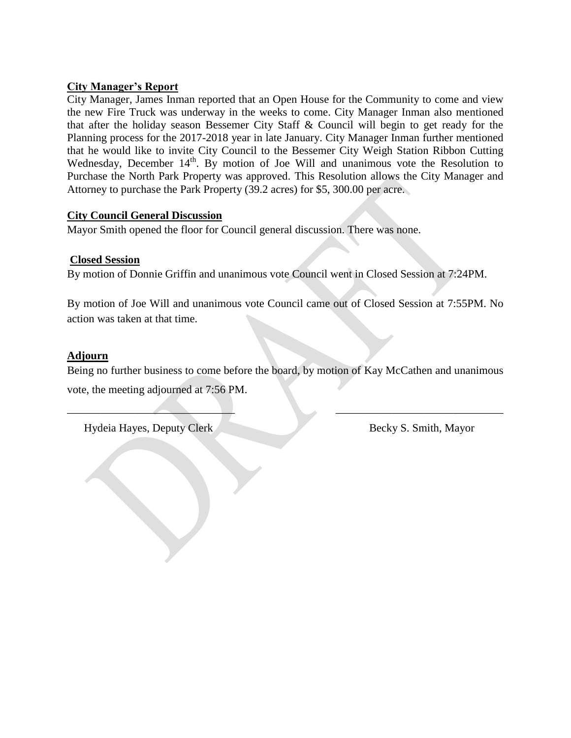**City Manager's Report**

City Manager, James Inman reported that an Open House for the Community to come and view the new Fire Truck was underway in the weeks to come. City Manager Inman also mentioned that after the holiday season Bessemer City Staff & Council will begin to get ready for the Planning process for the 2017-2018 year in late January. City Manager Inman further mentioned that he would like to invite City Council to the Bessemer City Weigh Station Ribbon Cutting Wednesday, December 14th. By motion of Joe Will and unanimous vote the Resolution to Purchase the North Park Property was approved. This Resolution allows the City Manager and Attorney to purchase the Park Property (39.2 acres) for $5, 300.00 per acre.

**City Council General Discussion**

Mayor Smith opened the floor for Council general discussion. There was none.

**Closed Session**

By motion of Donnie Griffin and unanimous vote Council went in Closed Session at 7:24PM.

By motion of Joe Will and unanimous vote Council came out of Closed Session at 7:55PM. No action was taken at that time.

**Adjourn**

Being no further business to come before the board, by motion of Kay McCathen and unanimous vote, the meeting adjourned at 7:56 PM.

\_\_\_\_\_\_\_\_\_\_\_\_\_\_\_\_\_\_\_\_\_\_\_\_\_\_\_\_\_\_ \_\_\_\_\_\_\_\_\_\_\_\_\_\_\_\_\_\_\_\_\_\_\_\_\_\_\_\_\_\_

Hydeia Hayes, Deputy Clerk Becky S. Smith, Mayor

DRAFT